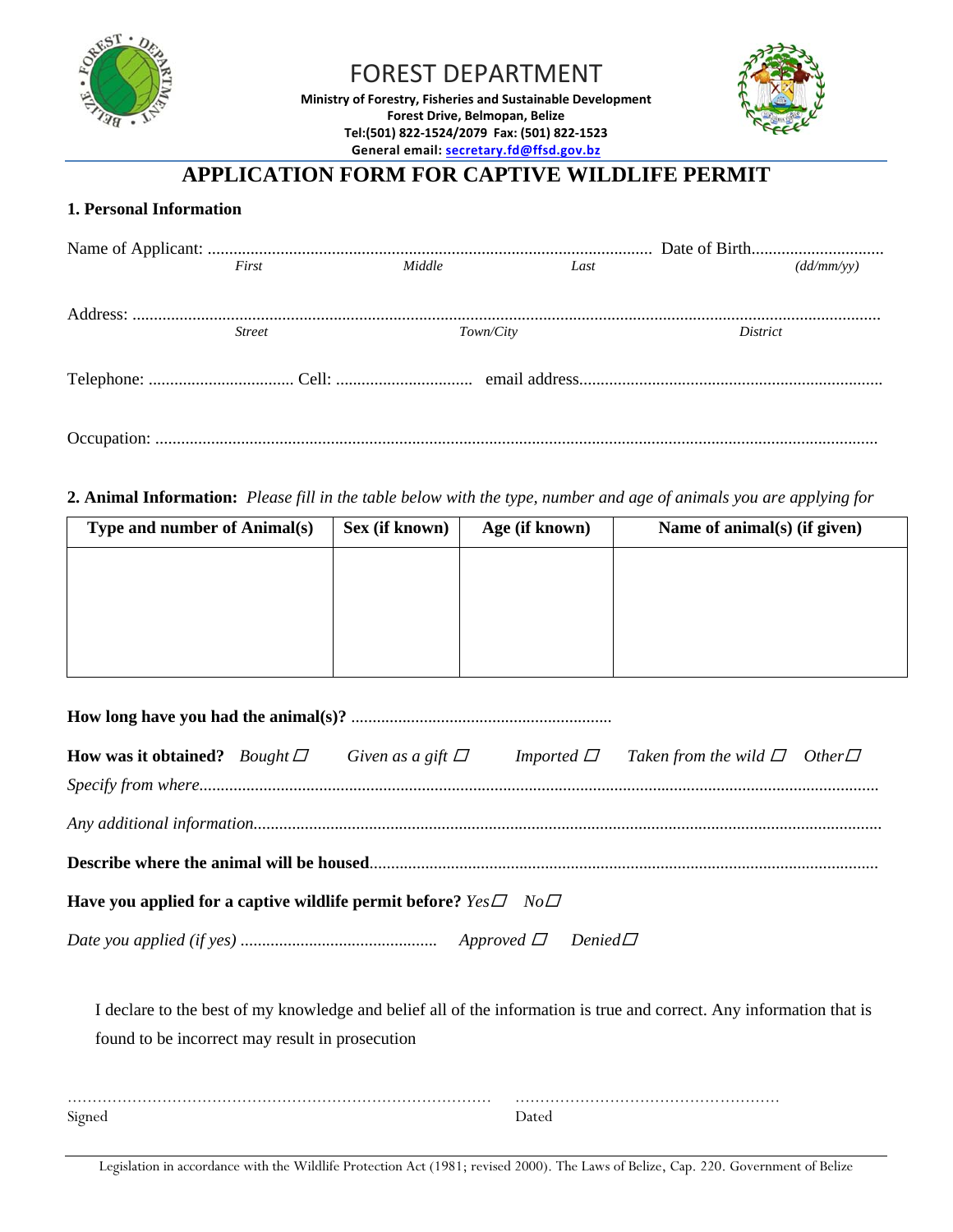# FOREST DEPARTMENT

**Ministry of Forestry, Fisheries and Sustainable Development**
**Forest Drive, Belmopan, Belize**
**Tel:(501) 822-1524/2079 Fax: (501) 822-1523**
**General email: secretary.fd@ffsd.gov.bz**

## APPLICATION FORM FOR CAPTIVE WILDLIFE PERMIT

### 1. Personal Information

Name of Applicant: ........................................................................................................ Date of Birth...............................
*First* *Middle* *Last* *(dd/mm/yy)*

Address: ..........................................................................................................................................................................
*Street* *Town/City* *District*

Telephone: .................................. Cell: ................................ email address.......................................................................

Occupation: ......................................................................................................................................................................

**2. Animal Information:** *Please fill in the table below with the type, number and age of animals you are applying for*

| Type and number of Animal(s) | Sex (if known) | Age (if known) | Name of animal(s) (if given) |
|---|---|---|---|
| | | | |

**How long have you had the animal(s)?** .............................................................

**How was it obtained?** *Bought* ☐ *Given as a gift* ☐ *Imported* ☐ *Taken from the wild* ☐ *Other*☐

*Specify from where*.............................................................................................................................................

*Any additional information*...................................................................................................................................

**Describe where the animal will be housed**.....................................................................................................

**Have you applied for a captive wildlife permit before?** *Yes*☐ *No*☐

*Date you applied (if yes)* ............................................. *Approved* ☐ *Denied*☐

I declare to the best of my knowledge and belief all of the information is true and correct. Any information that is found to be incorrect may result in prosecution

………………………………………………………………………… ………………………………………………
Signed Dated

Legislation in accordance with the Wildlife Protection Act (1981; revised 2000). The Laws of Belize, Cap. 220. Government of Belize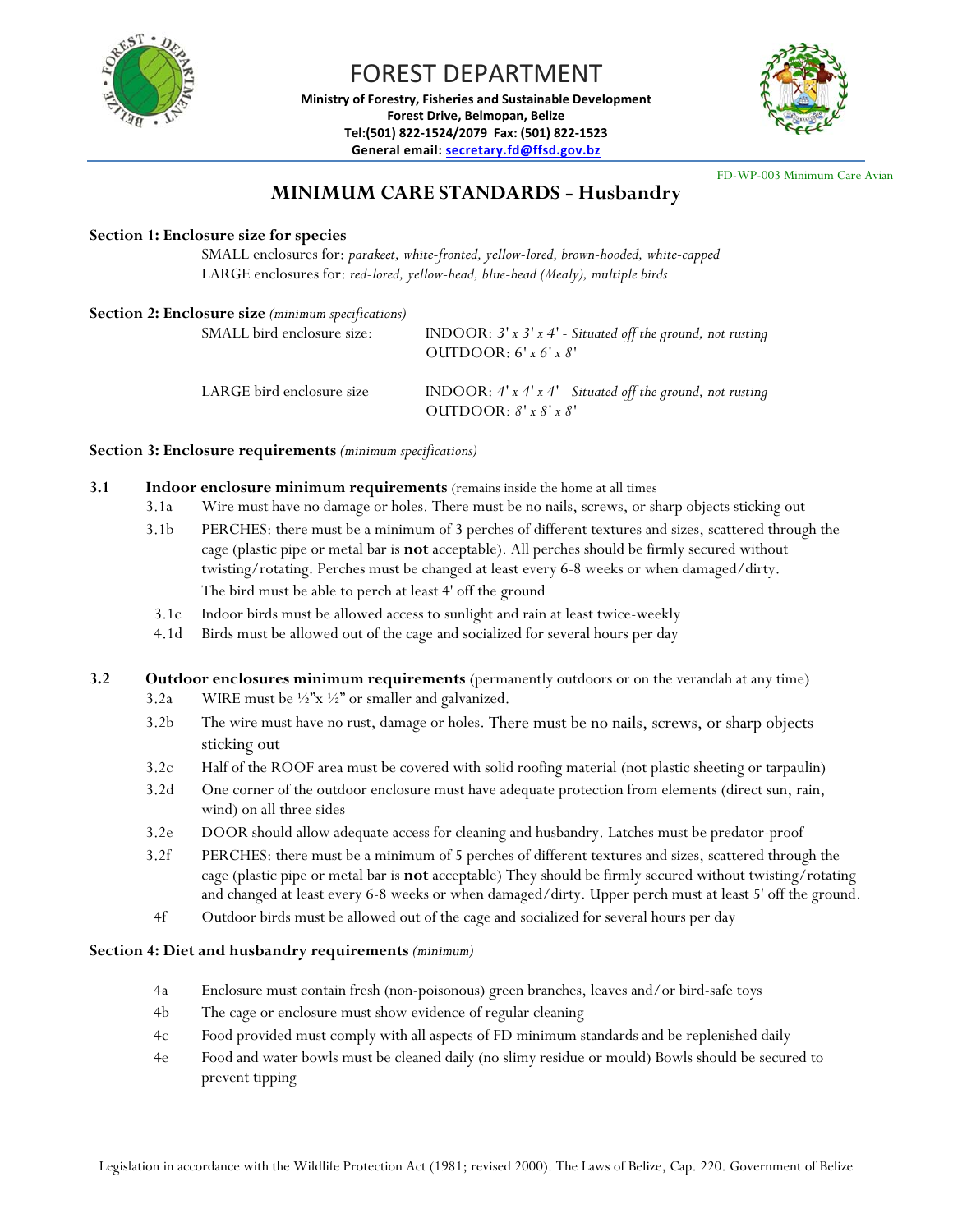# FOREST DEPARTMENT

**Ministry of Forestry, Fisheries and Sustainable Development**
**Forest Drive, Belmopan, Belize**
**Tel:(501) 822-1524/2079 Fax: (501) 822-1523**
**General email: secretary.fd@ffsd.gov.bz**

FD-WP-003 Minimum Care Avian

## MINIMUM CARE STANDARDS - Husbandry

**Section 1: Enclosure size for species**

SMALL enclosures for: *parakeet, white-fronted, yellow-lored, brown-hooded, white-capped*
LARGE enclosures for: *red-lored, yellow-head, blue-head (Mealy), multiple birds*

**Section 2: Enclosure size** *(minimum specifications)*

| | |
|---|---|
| SMALL bird enclosure size: | INDOOR: *3' x 3' x 4' - Situated off the ground, not rusting* <br> OUTDOOR: *6' x 6' x 8'* |
| LARGE bird enclosure size | INDOOR: *4' x 4' x 4' - Situated off the ground, not rusting* <br> OUTDOOR: *8' x 8' x 8'* |

**Section 3: Enclosure requirements** *(minimum specifications)*

**3.1 Indoor enclosure minimum requirements** (remains inside the home at all times

- 3.1a Wire must have no damage or holes. There must be no nails, screws, or sharp objects sticking out
- 3.1b PERCHES: there must be a minimum of 3 perches of different textures and sizes, scattered through the cage (plastic pipe or metal bar is **not** acceptable). All perches should be firmly secured without twisting/rotating. Perches must be changed at least every 6-8 weeks or when damaged/dirty. The bird must be able to perch at least 4' off the ground
- 3.1c Indoor birds must be allowed access to sunlight and rain at least twice-weekly
- 4.1d Birds must be allowed out of the cage and socialized for several hours per day

**3.2 Outdoor enclosures minimum requirements** (permanently outdoors or on the verandah at any time)

- 3.2a WIRE must be ½"x ½" or smaller and galvanized.
- 3.2b The wire must have no rust, damage or holes. There must be no nails, screws, or sharp objects sticking out
- 3.2c Half of the ROOF area must be covered with solid roofing material (not plastic sheeting or tarpaulin)
- 3.2d One corner of the outdoor enclosure must have adequate protection from elements (direct sun, rain, wind) on all three sides
- 3.2e DOOR should allow adequate access for cleaning and husbandry. Latches must be predator-proof
- 3.2f PERCHES: there must be a minimum of 5 perches of different textures and sizes, scattered through the cage (plastic pipe or metal bar is **not** acceptable) They should be firmly secured without twisting/rotating and changed at least every 6-8 weeks or when damaged/dirty. Upper perch must at least 5' off the ground.
- 4f Outdoor birds must be allowed out of the cage and socialized for several hours per day

**Section 4: Diet and husbandry requirements** *(minimum)*

- 4a Enclosure must contain fresh (non-poisonous) green branches, leaves and/or bird-safe toys
- 4b The cage or enclosure must show evidence of regular cleaning
- 4c Food provided must comply with all aspects of FD minimum standards and be replenished daily
- 4e Food and water bowls must be cleaned daily (no slimy residue or mould) Bowls should be secured to prevent tipping

Legislation in accordance with the Wildlife Protection Act (1981; revised 2000). The Laws of Belize, Cap. 220. Government of Belize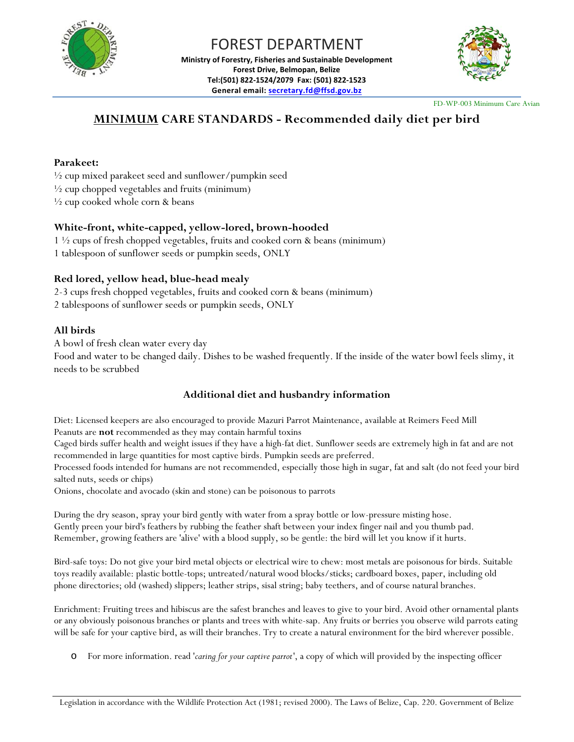# FOREST DEPARTMENT

**Ministry of Forestry, Fisheries and Sustainable Development**
**Forest Drive, Belmopan, Belize**
**Tel:(501) 822-1524/2079 Fax: (501) 822-1523**
**General email: secretary.fd@ffsd.gov.bz**

FD-WP-003 Minimum Care Avian

## MINIMUM CARE STANDARDS - Recommended daily diet per bird

### Parakeet:

½ cup mixed parakeet seed and sunflower/pumpkin seed
½ cup chopped vegetables and fruits (minimum)
½ cup cooked whole corn & beans

### White-front, white-capped, yellow-lored, brown-hooded

1 ½ cups of fresh chopped vegetables, fruits and cooked corn & beans (minimum)
1 tablespoon of sunflower seeds or pumpkin seeds, ONLY

### Red lored, yellow head, blue-head mealy

2-3 cups fresh chopped vegetables, fruits and cooked corn & beans (minimum)
2 tablespoons of sunflower seeds or pumpkin seeds, ONLY

### All birds

A bowl of fresh clean water every day
Food and water to be changed daily. Dishes to be washed frequently. If the inside of the water bowl feels slimy, it needs to be scrubbed

### Additional diet and husbandry information

Diet: Licensed keepers are also encouraged to provide Mazuri Parrot Maintenance, available at Reimers Feed Mill
Peanuts are **not** recommended as they may contain harmful toxins
Caged birds suffer health and weight issues if they have a high-fat diet. Sunflower seeds are extremely high in fat and are not recommended in large quantities for most captive birds. Pumpkin seeds are preferred.
Processed foods intended for humans are not recommended, especially those high in sugar, fat and salt (do not feed your bird salted nuts, seeds or chips)
Onions, chocolate and avocado (skin and stone) can be poisonous to parrots

During the dry season, spray your bird gently with water from a spray bottle or low-pressure misting hose.
Gently preen your bird's feathers by rubbing the feather shaft between your index finger nail and you thumb pad.
Remember, growing feathers are 'alive' with a blood supply, so be gentle: the bird will let you know if it hurts.

Bird-safe toys: Do not give your bird metal objects or electrical wire to chew: most metals are poisonous for birds. Suitable toys readily available: plastic bottle-tops; untreated/natural wood blocks/sticks; cardboard boxes, paper, including old phone directories; old (washed) slippers; leather strips, sisal string; baby teethers, and of course natural branches.

Enrichment: Fruiting trees and hibiscus are the safest branches and leaves to give to your bird. Avoid other ornamental plants or any obviously poisonous branches or plants and trees with white-sap. Any fruits or berries you observe wild parrots eating will be safe for your captive bird, as will their branches. Try to create a natural environment for the bird wherever possible.

- For more information. read '*caring for your captive parrot*', a copy of which will provided by the inspecting officer

Legislation in accordance with the Wildlife Protection Act (1981; revised 2000). The Laws of Belize, Cap. 220. Government of Belize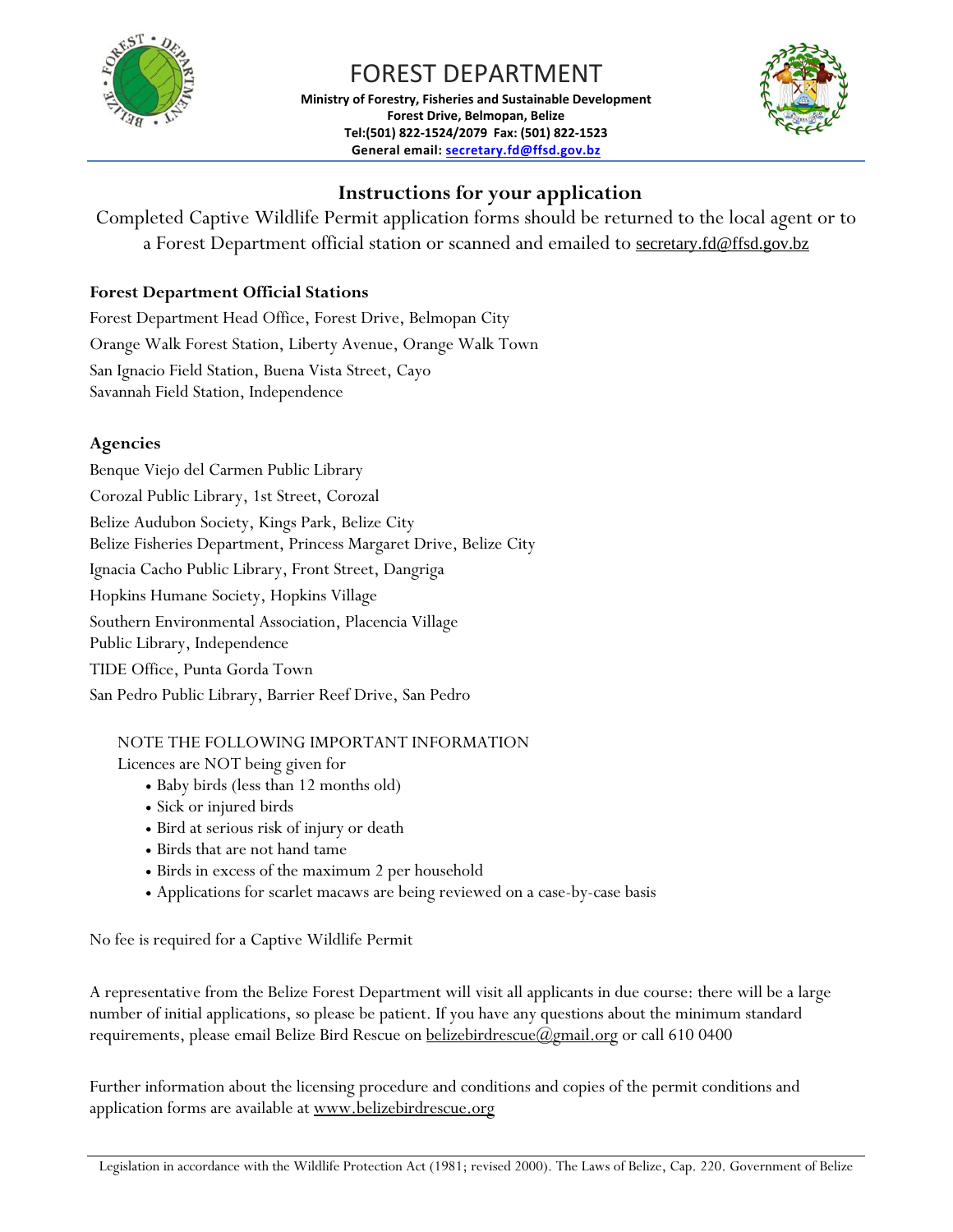# FOREST DEPARTMENT

**Ministry of Forestry, Fisheries and Sustainable Development**
**Forest Drive, Belmopan, Belize**
**Tel:(501) 822-1524/2079 Fax: (501) 822-1523**
**General email: secretary.fd@ffsd.gov.bz**

## Instructions for your application

Completed Captive Wildlife Permit application forms should be returned to the local agent or to a Forest Department official station or scanned and emailed to secretary.fd@ffsd.gov.bz

### Forest Department Official Stations

Forest Department Head Office, Forest Drive, Belmopan City
Orange Walk Forest Station, Liberty Avenue, Orange Walk Town
San Ignacio Field Station, Buena Vista Street, Cayo
Savannah Field Station, Independence

### Agencies

Benque Viejo del Carmen Public Library
Corozal Public Library, 1st Street, Corozal
Belize Audubon Society, Kings Park, Belize City
Belize Fisheries Department, Princess Margaret Drive, Belize City
Ignacia Cacho Public Library, Front Street, Dangriga
Hopkins Humane Society, Hopkins Village
Southern Environmental Association, Placencia Village
Public Library, Independence
TIDE Office, Punta Gorda Town
San Pedro Public Library, Barrier Reef Drive, San Pedro

NOTE THE FOLLOWING IMPORTANT INFORMATION
Licences are NOT being given for

- Baby birds (less than 12 months old)
- Sick or injured birds
- Bird at serious risk of injury or death
- Birds that are not hand tame
- Birds in excess of the maximum 2 per household
- Applications for scarlet macaws are being reviewed on a case-by-case basis

No fee is required for a Captive Wildlife Permit

A representative from the Belize Forest Department will visit all applicants in due course: there will be a large number of initial applications, so please be patient. If you have any questions about the minimum standard requirements, please email Belize Bird Rescue on belizebirdrescue@gmail.org or call 610 0400

Further information about the licensing procedure and conditions and copies of the permit conditions and application forms are available at www.belizebirdrescue.org

Legislation in accordance with the Wildlife Protection Act (1981; revised 2000). The Laws of Belize, Cap. 220. Government of Belize